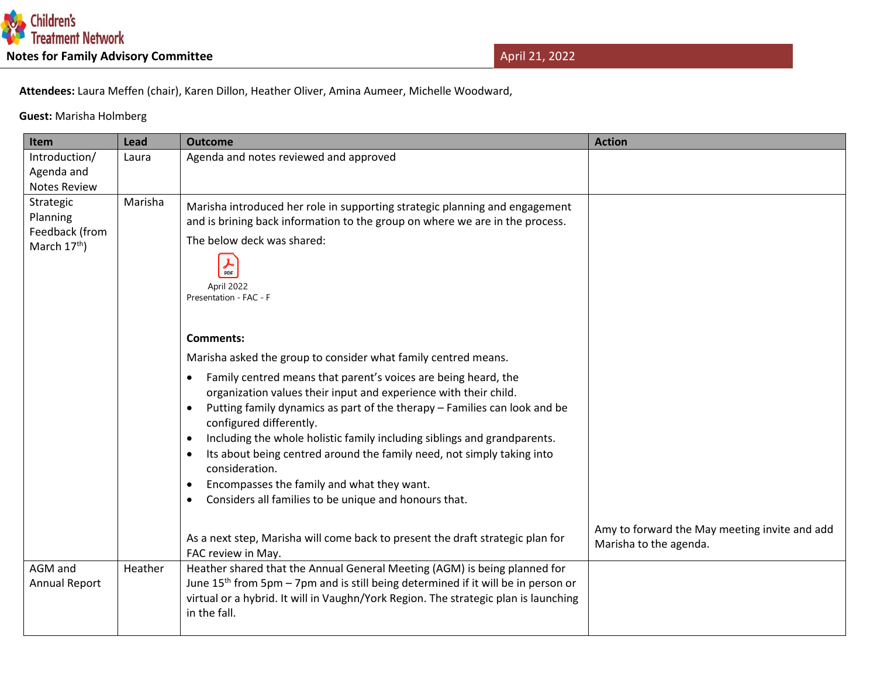Children's Treatment Network

**Notes for Family Advisory Committee**

April 21, 2022

**Attendees:** Laura Meffen (chair), Karen Dillon, Heather Oliver, Amina Aumeer, Michelle Woodward,

**Guest:** Marisha Holmberg

| Item | Lead | Outcome | Action |
|---|---|---|---|
| Introduction/ Agenda and Notes Review | Laura | Agenda and notes reviewed and approved | |
| Strategic Planning Feedback (from March 17th) | Marisha | Marisha introduced her role in supporting strategic planning and engagement and is brining back information to the group on where we are in the process.<br><br>The below deck was shared:<br><br>April 2022 Presentation - FAC - F<br><br>**Comments:**<br><br>Marisha asked the group to consider what family centred means.<br><br>• Family centred means that parent's voices are being heard, the organization values their input and experience with their child.<br>• Putting family dynamics as part of the therapy – Families can look and be configured differently.<br>• Including the whole holistic family including siblings and grandparents.<br>• Its about being centred around the family need, not simply taking into consideration.<br>• Encompasses the family and what they want.<br>• Considers all families to be unique and honours that.<br><br>As a next step, Marisha will come back to present the draft strategic plan for FAC review in May. | Amy to forward the May meeting invite and add Marisha to the agenda. |
| AGM and Annual Report | Heather | Heather shared that the Annual General Meeting (AGM) is being planned for June 15th from 5pm – 7pm and is still being determined if it will be in person or virtual or a hybrid. It will in Vaughn/York Region. The strategic plan is launching in the fall. | |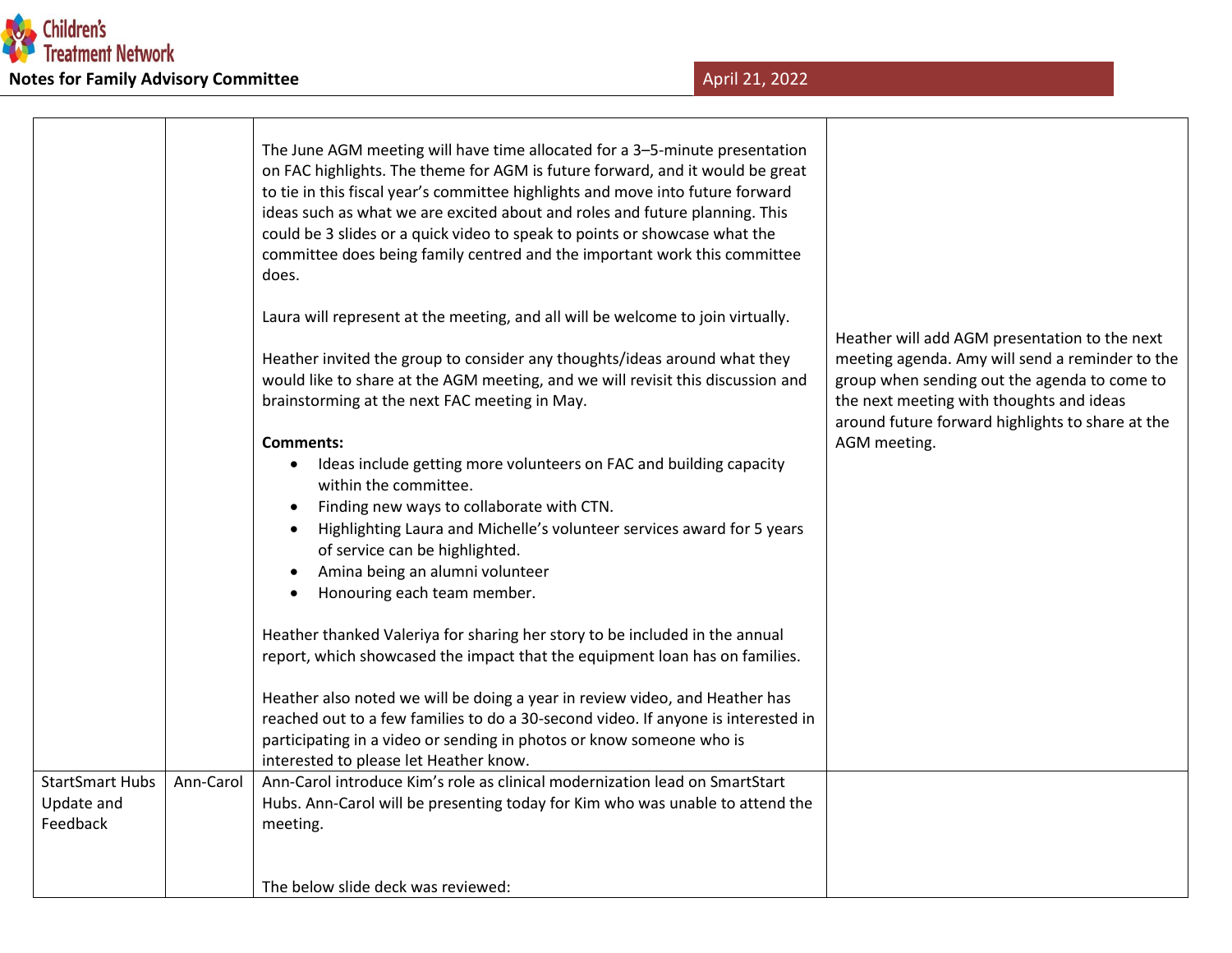| | | | |
|---|---|---|---|
| | | The June AGM meeting will have time allocated for a 3–5-minute presentation on FAC highlights. The theme for AGM is future forward, and it would be great to tie in this fiscal year's committee highlights and move into future forward ideas such as what we are excited about and roles and future planning. This could be 3 slides or a quick video to speak to points or showcase what the committee does being family centred and the important work this committee does.<br><br>Laura will represent at the meeting, and all will be welcome to join virtually.<br><br>Heather invited the group to consider any thoughts/ideas around what they would like to share at the AGM meeting, and we will revisit this discussion and brainstorming at the next FAC meeting in May.<br><br>**Comments:**<br>• Ideas include getting more volunteers on FAC and building capacity within the committee.<br>• Finding new ways to collaborate with CTN.<br>• Highlighting Laura and Michelle's volunteer services award for 5 years of service can be highlighted.<br>• Amina being an alumni volunteer<br>• Honouring each team member.<br><br>Heather thanked Valeriya for sharing her story to be included in the annual report, which showcased the impact that the equipment loan has on families.<br><br>Heather also noted we will be doing a year in review video, and Heather has reached out to a few families to do a 30-second video. If anyone is interested in participating in a video or sending in photos or know someone who is interested to please let Heather know. | Heather will add AGM presentation to the next meeting agenda. Amy will send a reminder to the group when sending out the agenda to come to the next meeting with thoughts and ideas around future forward highlights to share at the AGM meeting. |
| StartSmart Hubs Update and Feedback | Ann-Carol | Ann-Carol introduce Kim's role as clinical modernization lead on SmartStart Hubs. Ann-Carol will be presenting today for Kim who was unable to attend the meeting.<br><br>The below slide deck was reviewed: | |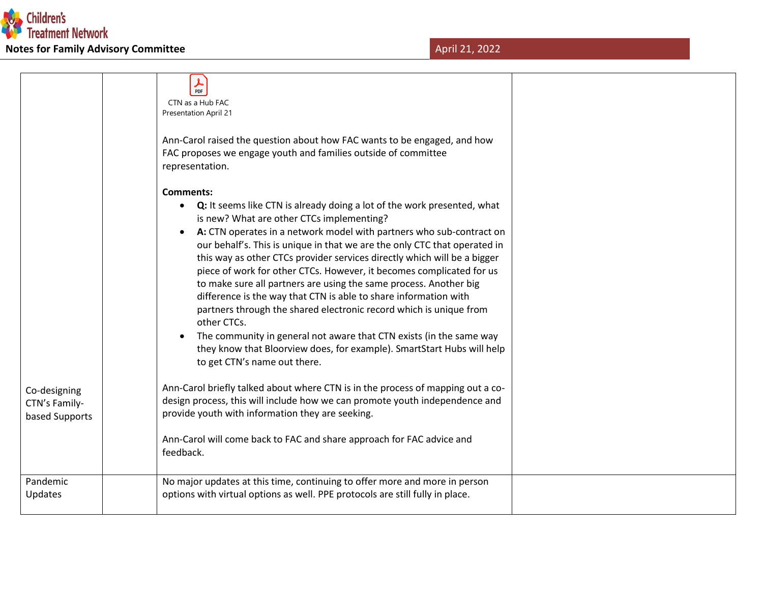| | | | |
|---|---|---|---|
| Co-designing CTN's Family-based Supports | | CTN as a Hub FAC Presentation April 21<br><br>Ann-Carol raised the question about how FAC wants to be engaged, and how FAC proposes we engage youth and families outside of committee representation.<br><br>**Comments:**<br>• **Q:** It seems like CTN is already doing a lot of the work presented, what is new? What are other CTCs implementing?<br>• **A:** CTN operates in a network model with partners who sub-contract on our behalf's. This is unique in that we are the only CTC that operated in this way as other CTCs provider services directly which will be a bigger piece of work for other CTCs. However, it becomes complicated for us to make sure all partners are using the same process. Another big difference is the way that CTN is able to share information with partners through the shared electronic record which is unique from other CTCs.<br>• The community in general not aware that CTN exists (in the same way they know that Bloorview does, for example). SmartStart Hubs will help to get CTN's name out there.<br><br>Ann-Carol briefly talked about where CTN is in the process of mapping out a co-design process, this will include how we can promote youth independence and provide youth with information they are seeking.<br><br>Ann-Carol will come back to FAC and share approach for FAC advice and feedback. | |
| Pandemic Updates | | No major updates at this time, continuing to offer more and more in person options with virtual options as well. PPE protocols are still fully in place. | |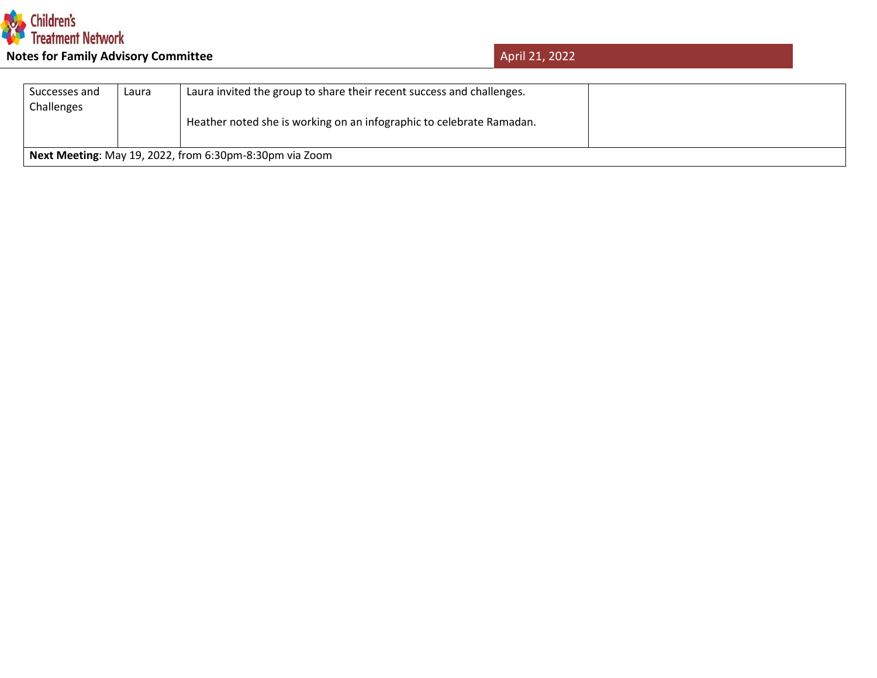| | | | |
|---|---|---|---|
| Successes and Challenges | Laura | Laura invited the group to share their recent success and challenges.<br><br>Heather noted she is working on an infographic to celebrate Ramadan. | |
| **Next Meeting**: May 19, 2022, from 6:30pm-8:30pm via Zoom | | | |